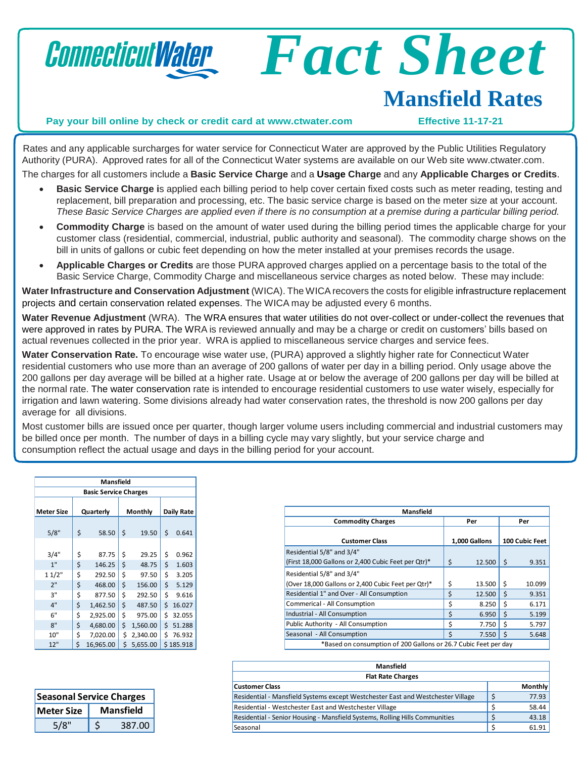# ConnecticutWater Fact Sheet

## Mansfield Rates

**Pay your bill online by check or credit card at www.ctwater.com** **Effective 11-17-21**

Rates and any applicable surcharges for water service for Connecticut Water are approved by the Public Utilities Regulatory Authority (PURA). Approved rates for all of the Connecticut Water systems are available on our Web site www.ctwater.com.

The charges for all customers include a **Basic Service Charge** and a **Usage Charge** and any **Applicable Charges or Credits**.

- **Basic Service Charge i**s applied each billing period to help cover certain fixed costs such as meter reading, testing and replacement, bill preparation and processing, etc. The basic service charge is based on the meter size at your account. *These Basic Service Charges are applied even if there is no consumption at a premise during a particular billing period.*
- **Commodity Charge** is based on the amount of water used during the billing period times the applicable charge for your customer class (residential, commercial, industrial, public authority and seasonal). The commodity charge shows on the bill in units of gallons or cubic feet depending on how the meter installed at your premises records the usage.
- **Applicable Charges or Credits** are those PURA approved charges applied on a percentage basis to the total of the Basic Service Charge, Commodity Charge and miscellaneous service charges as noted below. These may include:

**Water Infrastructure and Conservation Adjustment** (WICA). The WICA recovers the costs for eligible infrastructure replacement projects and certain conservation related expenses. The WICA may be adjusted every 6 months.

**Water Revenue Adjustment** (WRA). The WRA ensures that water utilities do not over-collect or under-collect the revenues that were approved in rates by PURA. The WRA is reviewed annually and may be a charge or credit on customers' bills based on actual revenues collected in the prior year. WRA is applied to miscellaneous service charges and service fees.

**Water Conservation Rate.** To encourage wise water use, (PURA) approved a slightly higher rate for Connecticut Water residential customers who use more than an average of 200 gallons of water per day in a billing period. Only usage above the 200 gallons per day average will be billed at a higher rate. Usage at or below the average of 200 gallons per day will be billed at the normal rate. The water conservation rate is intended to encourage residential customers to use water wisely, especially for irrigation and lawn watering. Some divisions already had water conservation rates, the threshold is now 200 gallons per day average for all divisions.

Most customer bills are issued once per quarter, though larger volume users including commercial and industrial customers may be billed once per month. The number of days in a billing cycle may vary slightly, but your service charge and consumption reflect the actual usage and days in the billing period for your account.

| Mansfield | | | |
|---|---|---|---|
| **Basic Service Charges** | | | |
| **Meter Size** | **Quarterly** | **Monthly** | **Daily Rate** |
| 5/8" | $ 58.50 | $ 19.50 | $ 0.641 |
| 3/4" | $ 87.75 | $ 29.25 | $ 0.962 |
| 1" | $ 146.25 | $ 48.75 | $ 1.603 |
| 1 1/2" | $ 292.50 | $ 97.50 | $ 3.205 |
| 2" | $ 468.00 | $ 156.00 | $ 5.129 |
| 3" | $ 877.50 | $ 292.50 | $ 9.616 |
| 4" | $ 1,462.50 | $ 487.50 | $ 16.027 |
| 6" | $ 2,925.00 | $ 975.00 | $ 32.055 |
| 8" | $ 4,680.00 | $ 1,560.00 | $ 51.288 |
| 10" | $ 7,020.00 | $ 2,340.00 | $ 76.932 |
| 12" | $ 16,965.00 | $ 5,655.00 | $ 185.918 |

| Mansfield | | |
|---|---|---|
| **Commodity Charges** | **Per** | **Per** |
| **Customer Class** | **1,000 Gallons** | **100 Cubic Feet** |
| Residential 5/8" and 3/4" (First 18,000 Gallons or 2,400 Cubic Feet per Qtr)* | $ 12.500 | $ 9.351 |
| Residential 5/8" and 3/4" (Over 18,000 Gallons or 2,400 Cubic Feet per Qtr)* | $ 13.500 | $ 10.099 |
| Residential 1" and Over - All Consumption | $ 12.500 | $ 9.351 |
| Commerical - All Consumption | $ 8.250 | $ 6.171 |
| Industrial - All Consumption | $ 6.950 | $ 5.199 |
| Public Authority - All Consumption | $ 7.750 | $ 5.797 |
| Seasonal - All Consumption | $ 7.550 | $ 5.648 |

*Based on consumption of 200 Gallons or 26.7 Cubic Feet per day

| Seasonal Service Charges | |
|---|---|
| **Meter Size** | **Mansfield** |
| 5/8" | $ 387.00 |

| Mansfield | |
|---|---|
| **Flat Rate Charges** | |
| **Customer Class** | **Monthly** |
| Residential - Mansfield Systems except Westchester East and Westchester Village | $ 77.93 |
| Residential - Westchester East and Westchester Village | $ 58.44 |
| Residential - Senior Housing - Mansfield Systems, Rolling Hills Communities | $ 43.18 |
| Seasonal | $ 61.91 |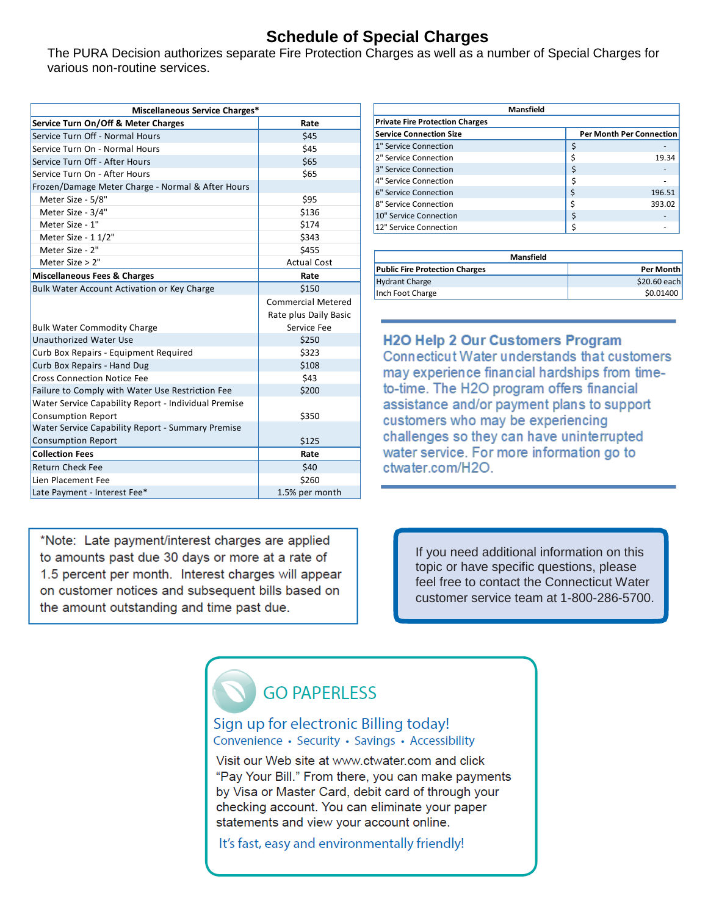# Schedule of Special Charges

The PURA Decision authorizes separate Fire Protection Charges as well as a number of Special Charges for various non-routine services.

| Miscellaneous Service Charges* | |
|---|---|
| **Service Turn On/Off & Meter Charges** | **Rate** |
| Service Turn Off - Normal Hours | $45 |
| Service Turn On - Normal Hours | $45 |
| Service Turn Off - After Hours | $65 |
| Service Turn On - After Hours | $65 |
| Frozen/Damage Meter Charge - Normal & After Hours | |
| Meter Size - 5/8" | $95 |
| Meter Size - 3/4" | $136 |
| Meter Size - 1" | $174 |
| Meter Size - 1 1/2" | $343 |
| Meter Size - 2" | $455 |
| Meter Size > 2" | Actual Cost |
| **Miscellaneous Fees & Charges** | **Rate** |
| Bulk Water Account Activation or Key Charge | $150 |
| Bulk Water Commodity Charge | Commercial Metered Rate plus Daily Basic Service Fee |
| Unauthorized Water Use | $250 |
| Curb Box Repairs - Equipment Required | $323 |
| Curb Box Repairs - Hand Dug | $108 |
| Cross Connection Notice Fee | $43 |
| Failure to Comply with Water Use Restriction Fee | $200 |
| Water Service Capability Report - Individual Premise Consumption Report | $350 |
| Water Service Capability Report - Summary Premise Consumption Report | $125 |
| **Collection Fees** | **Rate** |
| Return Check Fee | $40 |
| Lien Placement Fee | $260 |
| Late Payment - Interest Fee* | 1.5% per month |

| Mansfield | |
|---|---|
| **Private Fire Protection Charges** | |
| **Service Connection Size** | **Per Month Per Connection** |
| 1" Service Connection | $ - |
| 2" Service Connection | $ 19.34 |
| 3" Service Connection | $ - |
| 4" Service Connection | $ - |
| 6" Service Connection | $ 196.51 |
| 8" Service Connection | $ 393.02 |
| 10" Service Connection | $ - |
| 12" Service Connection | $ - |

| Mansfield | |
|---|---|
| **Public Fire Protection Charges** | **Per Month** |
| Hydrant Charge | $20.60 each |
| Inch Foot Charge | $0.01400 |

## H2O Help 2 Our Customers Program

Connecticut Water understands that customers may experience financial hardships from time-to-time. The H2O program offers financial assistance and/or payment plans to support customers who may be experiencing challenges so they can have uninterrupted water service. For more information go to ctwater.com/H2O.

*Note: Late payment/interest charges are applied to amounts past due 30 days or more at a rate of 1.5 percent per month. Interest charges will appear on customer notices and subsequent bills based on the amount outstanding and time past due.

If you need additional information on this topic or have specific questions, please feel free to contact the Connecticut Water customer service team at 1-800-286-5700.

## GO PAPERLESS

Sign up for electronic Billing today!

Convenience • Security • Savings • Accessibility

Visit our Web site at www.ctwater.com and click "Pay Your Bill." From there, you can make payments by Visa or Master Card, debit card of through your checking account. You can eliminate your paper statements and view your account online.

It's fast, easy and environmentally friendly!